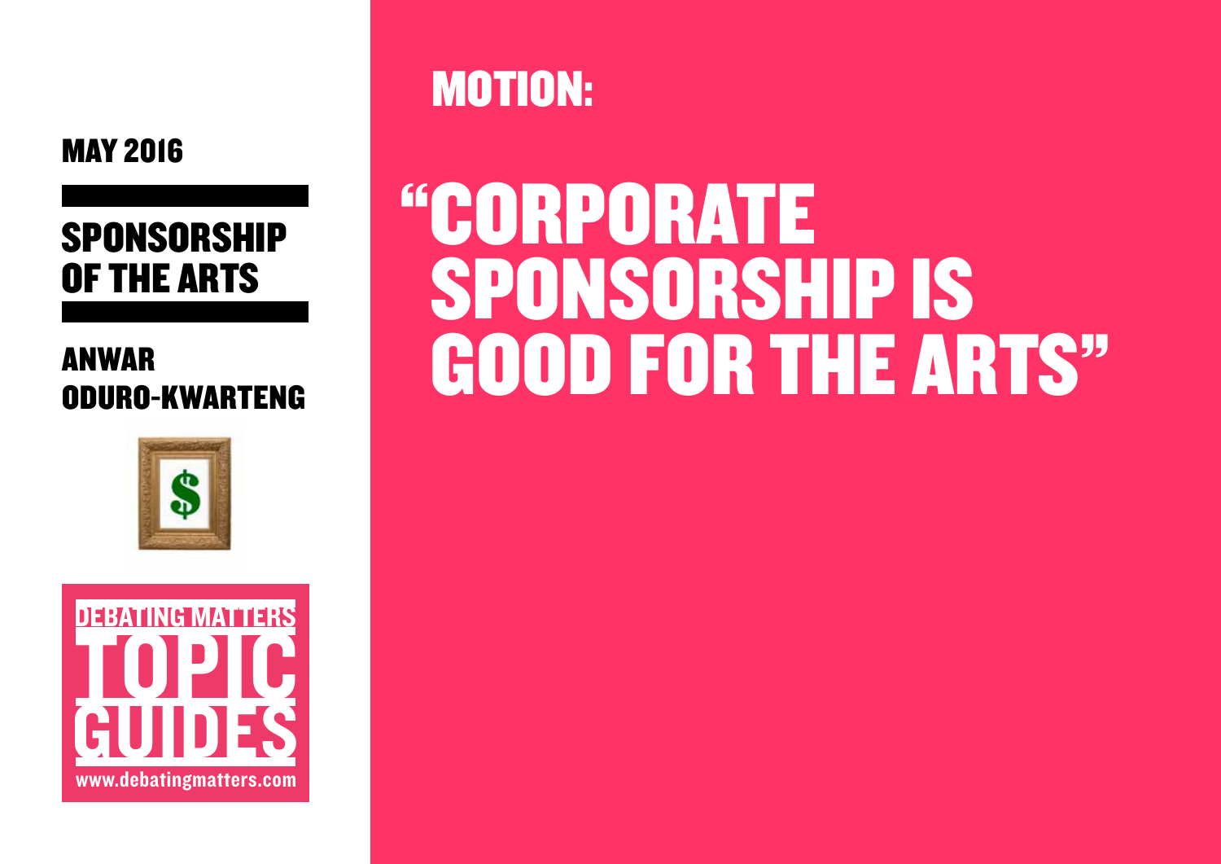MAY 2016

# SPONSORSHIP OF THE ARTS

ANWAR ODURO-KWARTENG

DEBATING MATTERS TOPIC GUIDES

www.debatingmatters.com

## MOTION:

# "CORPORATE SPONSORSHIP IS GOOD FOR THE ARTS"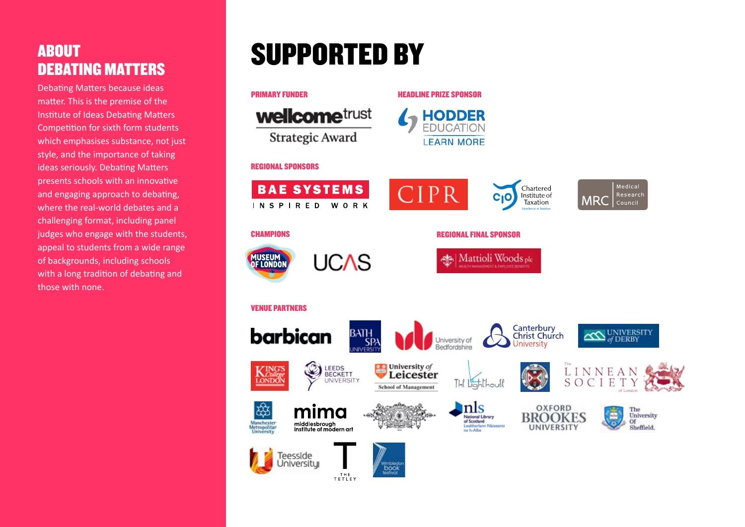## ABOUT DEBATING MATTERS

Debating Matters because ideas matter. This is the premise of the Institute of Ideas Debating Matters Competition for sixth form students which emphasises substance, not just style, and the importance of taking ideas seriously. Debating Matters presents schools with an innovative and engaging approach to debating, where the real-world debates and a challenging format, including panel judges who engage with the students, appeal to students from a wide range of backgrounds, including schools with a long tradition of debating and those with none.

# SUPPORTED BY

### PRIMARY FUNDER

wellcome trust Strategic Award

### HEADLINE PRIZE SPONSOR

HODDER EDUCATION LEARN MORE

### REGIONAL SPONSORS

BAE SYSTEMS INSPIRED WORK

CIPR

CIOT Chartered Institute of Taxation

MRC Medical Research Council

### CHAMPIONS

MUSEUM OF LONDON

UCAS

### REGIONAL FINAL SPONSOR

Mattioli Woods plc

### VENUE PARTNERS

barbican

Bath Spa University

University of Bedfordshire

Canterbury Christ Church University

University of Derby

King's College London

Leeds Beckett University

University of Leicester School of Management

The Lighthouse

The Linnean Society of London

Manchester Metropolitan University

mima middlesbrough institute of modern art

nls National Library of Scotland Leabharlann Nàiseanta na h-Alba

Oxford Brookes University

The University Of Sheffield.

Teesside University

The Tetley

Wimbledon book festival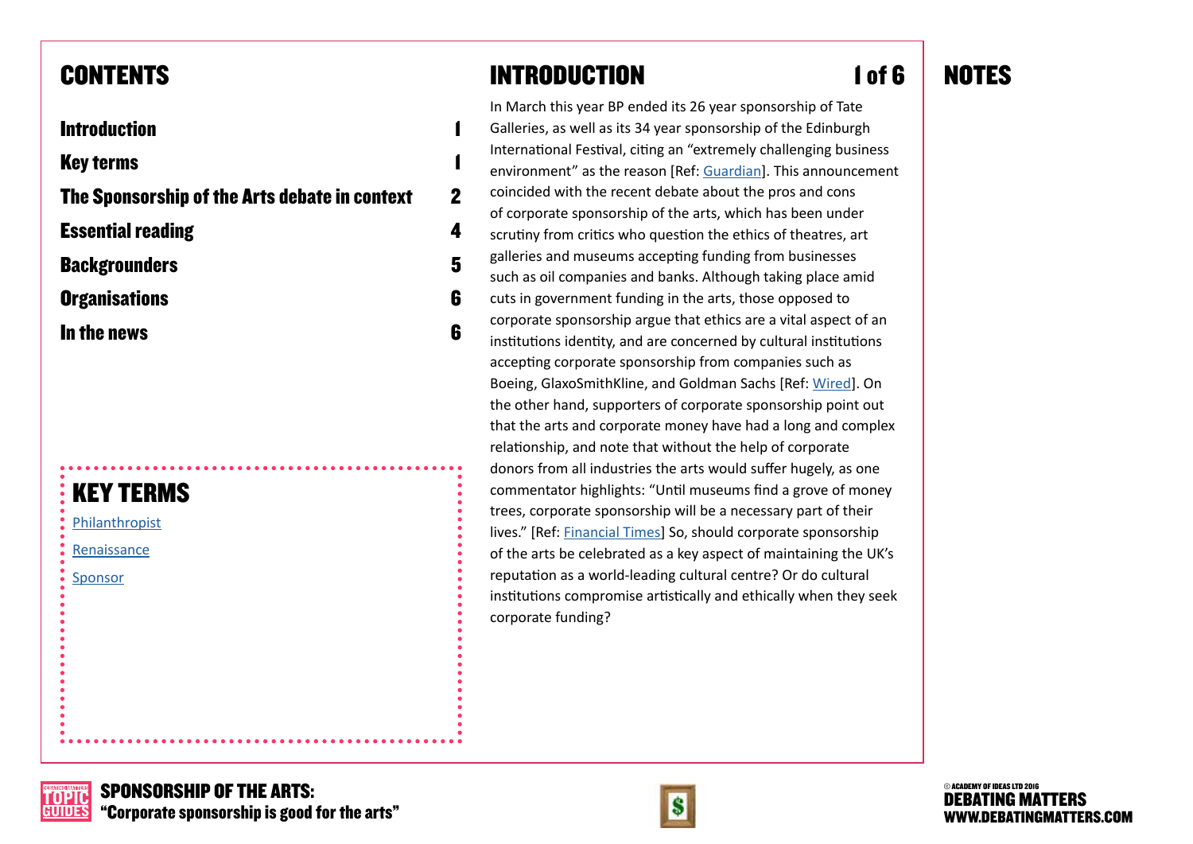## CONTENTS

| | |
|---|---|
| **Introduction** | **1** |
| **Key terms** | **1** |
| **The Sponsorship of the Arts debate in context** | **2** |
| **Essential reading** | **4** |
| **Backgrounders** | **5** |
| **Organisations** | **6** |
| **In the news** | **6** |

## KEY TERMS

Philanthropist

Renaissance

Sponsor

## INTRODUCTION

In March this year BP ended its 26 year sponsorship of Tate Galleries, as well as its 34 year sponsorship of the Edinburgh International Festival, citing an "extremely challenging business environment" as the reason [Ref: Guardian]. This announcement coincided with the recent debate about the pros and cons of corporate sponsorship of the arts, which has been under scrutiny from critics who question the ethics of theatres, art galleries and museums accepting funding from businesses such as oil companies and banks. Although taking place amid cuts in government funding in the arts, those opposed to corporate sponsorship argue that ethics are a vital aspect of an institutions identity, and are concerned by cultural institutions accepting corporate sponsorship from companies such as Boeing, GlaxoSmithKline, and Goldman Sachs [Ref: Wired]. On the other hand, supporters of corporate sponsorship point out that the arts and corporate money have had a long and complex relationship, and note that without the help of corporate donors from all industries the arts would suffer hugely, as one commentator highlights: "Until museums find a grove of money trees, corporate sponsorship will be a necessary part of their lives." [Ref: Financial Times] So, should corporate sponsorship of the arts be celebrated as a key aspect of maintaining the UK's reputation as a world-leading cultural centre? Or do cultural institutions compromise artistically and ethically when they seek corporate funding?

## NOTES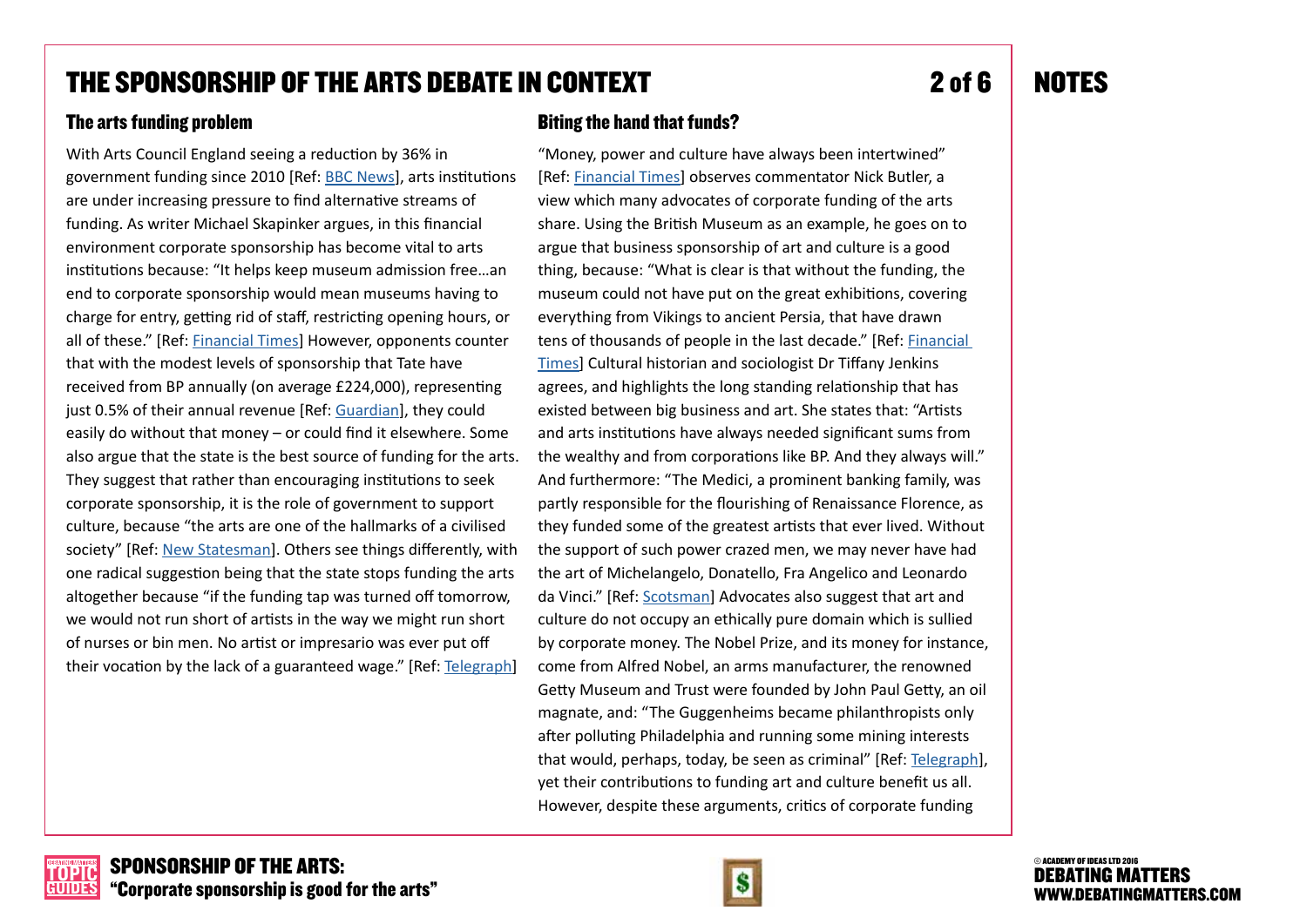## THE SPONSORSHIP OF THE ARTS DEBATE IN CONTEXT

### The arts funding problem

With Arts Council England seeing a reduction by 36% in government funding since 2010 [Ref: BBC News], arts institutions are under increasing pressure to find alternative streams of funding. As writer Michael Skapinker argues, in this financial environment corporate sponsorship has become vital to arts institutions because: "It helps keep museum admission free…an end to corporate sponsorship would mean museums having to charge for entry, getting rid of staff, restricting opening hours, or all of these." [Ref: Financial Times] However, opponents counter that with the modest levels of sponsorship that Tate have received from BP annually (on average £224,000), representing just 0.5% of their annual revenue [Ref: Guardian], they could easily do without that money – or could find it elsewhere. Some also argue that the state is the best source of funding for the arts. They suggest that rather than encouraging institutions to seek corporate sponsorship, it is the role of government to support culture, because "the arts are one of the hallmarks of a civilised society" [Ref: New Statesman]. Others see things differently, with one radical suggestion being that the state stops funding the arts altogether because "if the funding tap was turned off tomorrow, we would not run short of artists in the way we might run short of nurses or bin men. No artist or impresario was ever put off their vocation by the lack of a guaranteed wage." [Ref: Telegraph]

### Biting the hand that funds?

"Money, power and culture have always been intertwined" [Ref: Financial Times] observes commentator Nick Butler, a view which many advocates of corporate funding of the arts share. Using the British Museum as an example, he goes on to argue that business sponsorship of art and culture is a good thing, because: "What is clear is that without the funding, the museum could not have put on the great exhibitions, covering everything from Vikings to ancient Persia, that have drawn tens of thousands of people in the last decade." [Ref: Financial Times] Cultural historian and sociologist Dr Tiffany Jenkins agrees, and highlights the long standing relationship that has existed between big business and art. She states that: "Artists and arts institutions have always needed significant sums from the wealthy and from corporations like BP. And they always will." And furthermore: "The Medici, a prominent banking family, was partly responsible for the flourishing of Renaissance Florence, as they funded some of the greatest artists that ever lived. Without the support of such power crazed men, we may never have had the art of Michelangelo, Donatello, Fra Angelico and Leonardo da Vinci." [Ref: Scotsman] Advocates also suggest that art and culture do not occupy an ethically pure domain which is sullied by corporate money. The Nobel Prize, and its money for instance, come from Alfred Nobel, an arms manufacturer, the renowned Getty Museum and Trust were founded by John Paul Getty, an oil magnate, and: "The Guggenheims became philanthropists only after polluting Philadelphia and running some mining interests that would, perhaps, today, be seen as criminal" [Ref: Telegraph], yet their contributions to funding art and culture benefit us all. However, despite these arguments, critics of corporate funding

## NOTES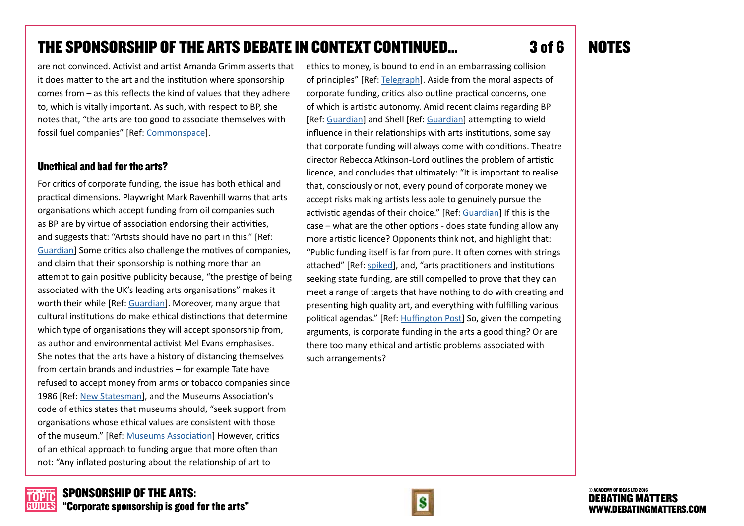## THE SPONSORSHIP OF THE ARTS DEBATE IN CONTEXT CONTINUED...

are not convinced. Activist and artist Amanda Grimm asserts that it does matter to the art and the institution where sponsorship comes from – as this reflects the kind of values that they adhere to, which is vitally important. As such, with respect to BP, she notes that, "the arts are too good to associate themselves with fossil fuel companies" [Ref: Commonspace].

### Unethical and bad for the arts?

For critics of corporate funding, the issue has both ethical and practical dimensions. Playwright Mark Ravenhill warns that arts organisations which accept funding from oil companies such as BP are by virtue of association endorsing their activities, and suggests that: "Artists should have no part in this." [Ref: Guardian] Some critics also challenge the motives of companies, and claim that their sponsorship is nothing more than an attempt to gain positive publicity because, "the prestige of being associated with the UK's leading arts organisations" makes it worth their while [Ref: Guardian]. Moreover, many argue that cultural institutions do make ethical distinctions that determine which type of organisations they will accept sponsorship from, as author and environmental activist Mel Evans emphasises. She notes that the arts have a history of distancing themselves from certain brands and industries – for example Tate have refused to accept money from arms or tobacco companies since 1986 [Ref: New Statesman], and the Museums Association's code of ethics states that museums should, "seek support from organisations whose ethical values are consistent with those of the museum." [Ref: Museums Association] However, critics of an ethical approach to funding argue that more often than not: "Any inflated posturing about the relationship of art to ethics to money, is bound to end in an embarrassing collision of principles" [Ref: Telegraph]. Aside from the moral aspects of corporate funding, critics also outline practical concerns, one of which is artistic autonomy. Amid recent claims regarding BP [Ref: Guardian] and Shell [Ref: Guardian] attempting to wield influence in their relationships with arts institutions, some say that corporate funding will always come with conditions. Theatre director Rebecca Atkinson-Lord outlines the problem of artistic licence, and concludes that ultimately: "It is important to realise that, consciously or not, every pound of corporate money we accept risks making artists less able to genuinely pursue the activistic agendas of their choice." [Ref: Guardian] If this is the case – what are the other options - does state funding allow any more artistic licence? Opponents think not, and highlight that: "Public funding itself is far from pure. It often comes with strings attached" [Ref: spiked], and, "arts practitioners and institutions seeking state funding, are still compelled to prove that they can meet a range of targets that have nothing to do with creating and presenting high quality art, and everything with fulfilling various political agendas." [Ref: Huffington Post] So, given the competing arguments, is corporate funding in the arts a good thing? Or are there too many ethical and artistic problems associated with such arrangements?

## NOTES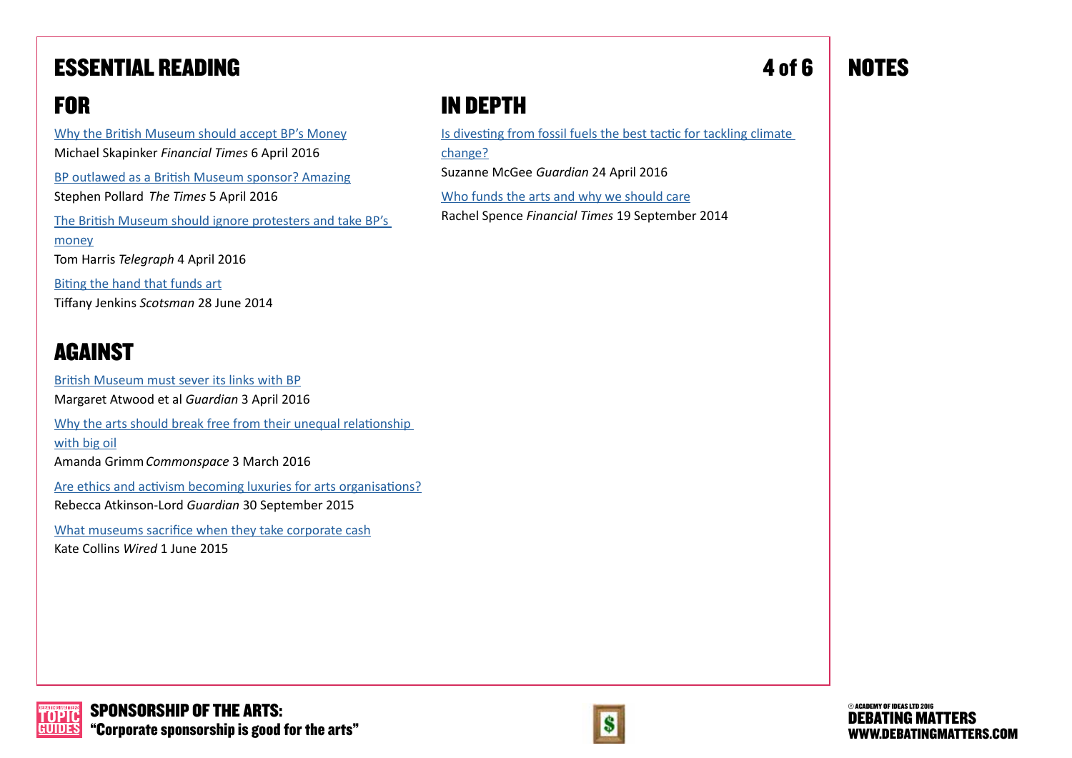# ESSENTIAL READING

## FOR

Why the British Museum should accept BP's Money
Michael Skapinker *Financial Times* 6 April 2016

BP outlawed as a British Museum sponsor? Amazing
Stephen Pollard *The Times* 5 April 2016

The British Museum should ignore protesters and take BP's money
Tom Harris *Telegraph* 4 April 2016

Biting the hand that funds art
Tiffany Jenkins *Scotsman* 28 June 2014

## AGAINST

British Museum must sever its links with BP
Margaret Atwood et al *Guardian* 3 April 2016

Why the arts should break free from their unequal relationship with big oil
Amanda Grimm *Commonspace* 3 March 2016

Are ethics and activism becoming luxuries for arts organisations?
Rebecca Atkinson-Lord *Guardian* 30 September 2015

What museums sacrifice when they take corporate cash
Kate Collins *Wired* 1 June 2015

## IN DEPTH

Is divesting from fossil fuels the best tactic for tackling climate change?
Suzanne McGee *Guardian* 24 April 2016

Who funds the arts and why we should care
Rachel Spence *Financial Times* 19 September 2014

# NOTES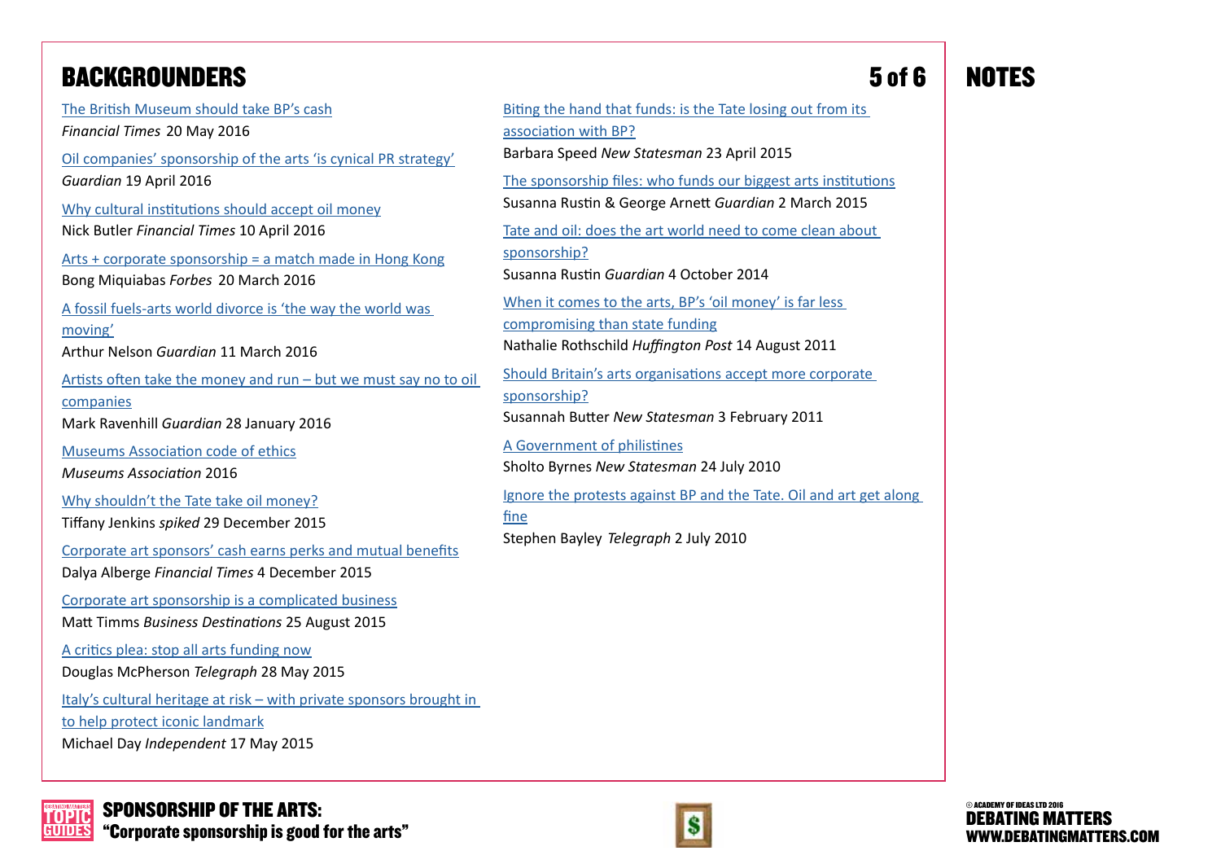## BACKGROUNDERS

The British Museum should take BP's cash
*Financial Times* 20 May 2016

Oil companies' sponsorship of the arts 'is cynical PR strategy'
*Guardian* 19 April 2016

Why cultural institutions should accept oil money
Nick Butler *Financial Times* 10 April 2016

Arts + corporate sponsorship = a match made in Hong Kong
Bong Miquiabas *Forbes* 20 March 2016

A fossil fuels-arts world divorce is 'the way the world was moving'
Arthur Nelson *Guardian* 11 March 2016

Artists often take the money and run – but we must say no to oil companies
Mark Ravenhill *Guardian* 28 January 2016

Museums Association code of ethics
*Museums Association* 2016

Why shouldn't the Tate take oil money?
Tiffany Jenkins *spiked* 29 December 2015

Corporate art sponsors' cash earns perks and mutual benefits
Dalya Alberge *Financial Times* 4 December 2015

Corporate art sponsorship is a complicated business
Matt Timms *Business Destinations* 25 August 2015

A critics plea: stop all arts funding now
Douglas McPherson *Telegraph* 28 May 2015

Italy's cultural heritage at risk – with private sponsors brought in to help protect iconic landmark
Michael Day *Independent* 17 May 2015

Biting the hand that funds: is the Tate losing out from its association with BP?
Barbara Speed *New Statesman* 23 April 2015

The sponsorship files: who funds our biggest arts institutions
Susanna Rustin & George Arnett *Guardian* 2 March 2015

Tate and oil: does the art world need to come clean about sponsorship?
Susanna Rustin *Guardian* 4 October 2014

When it comes to the arts, BP's 'oil money' is far less compromising than state funding
Nathalie Rothschild *Huffington Post* 14 August 2011

Should Britain's arts organisations accept more corporate sponsorship?
Susannah Butter *New Statesman* 3 February 2011

A Government of philistines
Sholto Byrnes *New Statesman* 24 July 2010

Ignore the protests against BP and the Tate. Oil and art get along fine
Stephen Bayley *Telegraph* 2 July 2010

## NOTES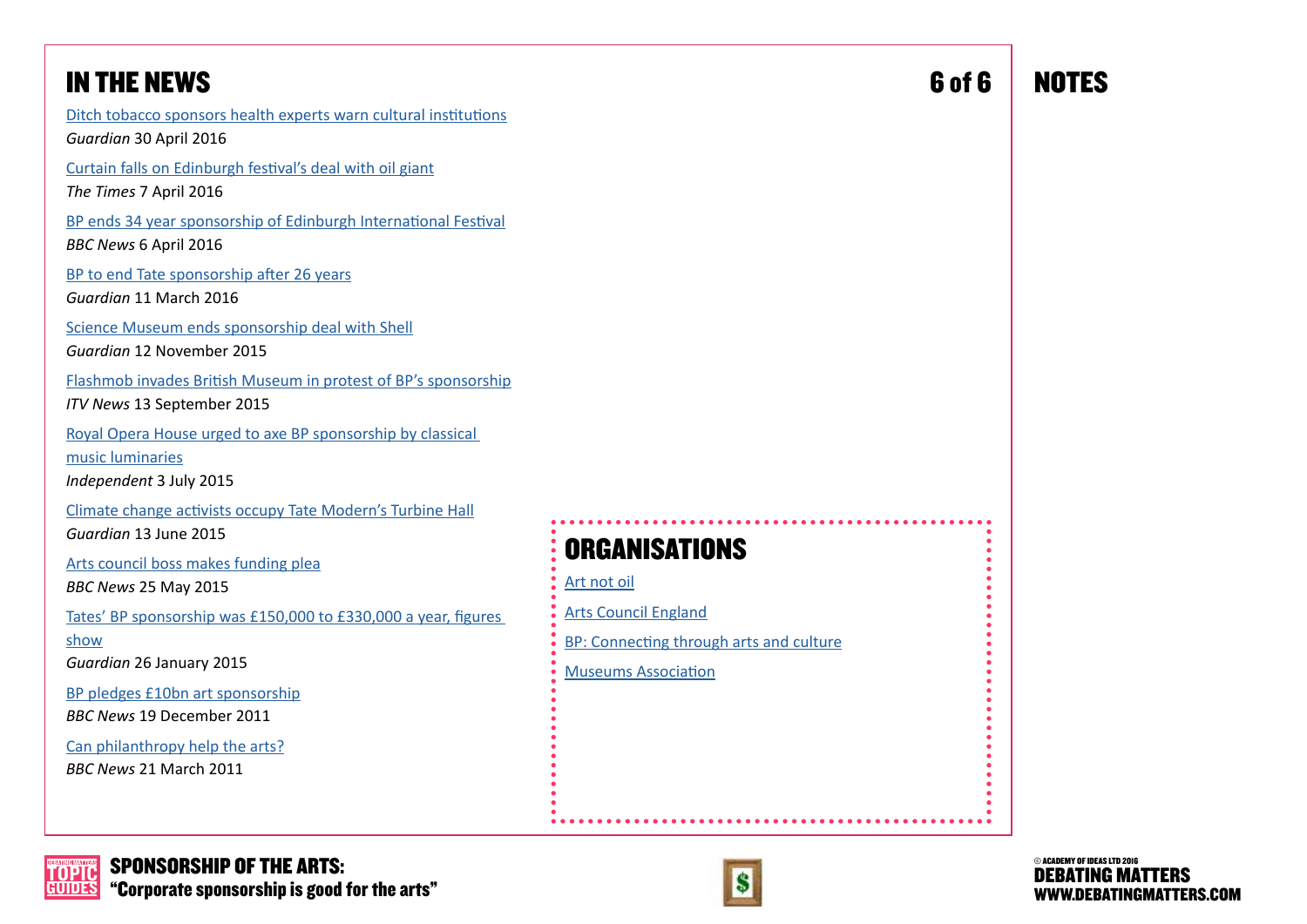## IN THE NEWS

Ditch tobacco sponsors health experts warn cultural institutions
*Guardian* 30 April 2016

Curtain falls on Edinburgh festival's deal with oil giant
*The Times* 7 April 2016

BP ends 34 year sponsorship of Edinburgh International Festival
*BBC News* 6 April 2016

BP to end Tate sponsorship after 26 years
*Guardian* 11 March 2016

Science Museum ends sponsorship deal with Shell
*Guardian* 12 November 2015

Flashmob invades British Museum in protest of BP's sponsorship
*ITV News* 13 September 2015

Royal Opera House urged to axe BP sponsorship by classical music luminaries
*Independent* 3 July 2015

Climate change activists occupy Tate Modern's Turbine Hall
*Guardian* 13 June 2015

Arts council boss makes funding plea
*BBC News* 25 May 2015

Tates' BP sponsorship was £150,000 to £330,000 a year, figures show
*Guardian* 26 January 2015

BP pledges £10bn art sponsorship
*BBC News* 19 December 2011

Can philanthropy help the arts?
*BBC News* 21 March 2011

## ORGANISATIONS

Art not oil

Arts Council England

BP: Connecting through arts and culture

Museums Association

## NOTES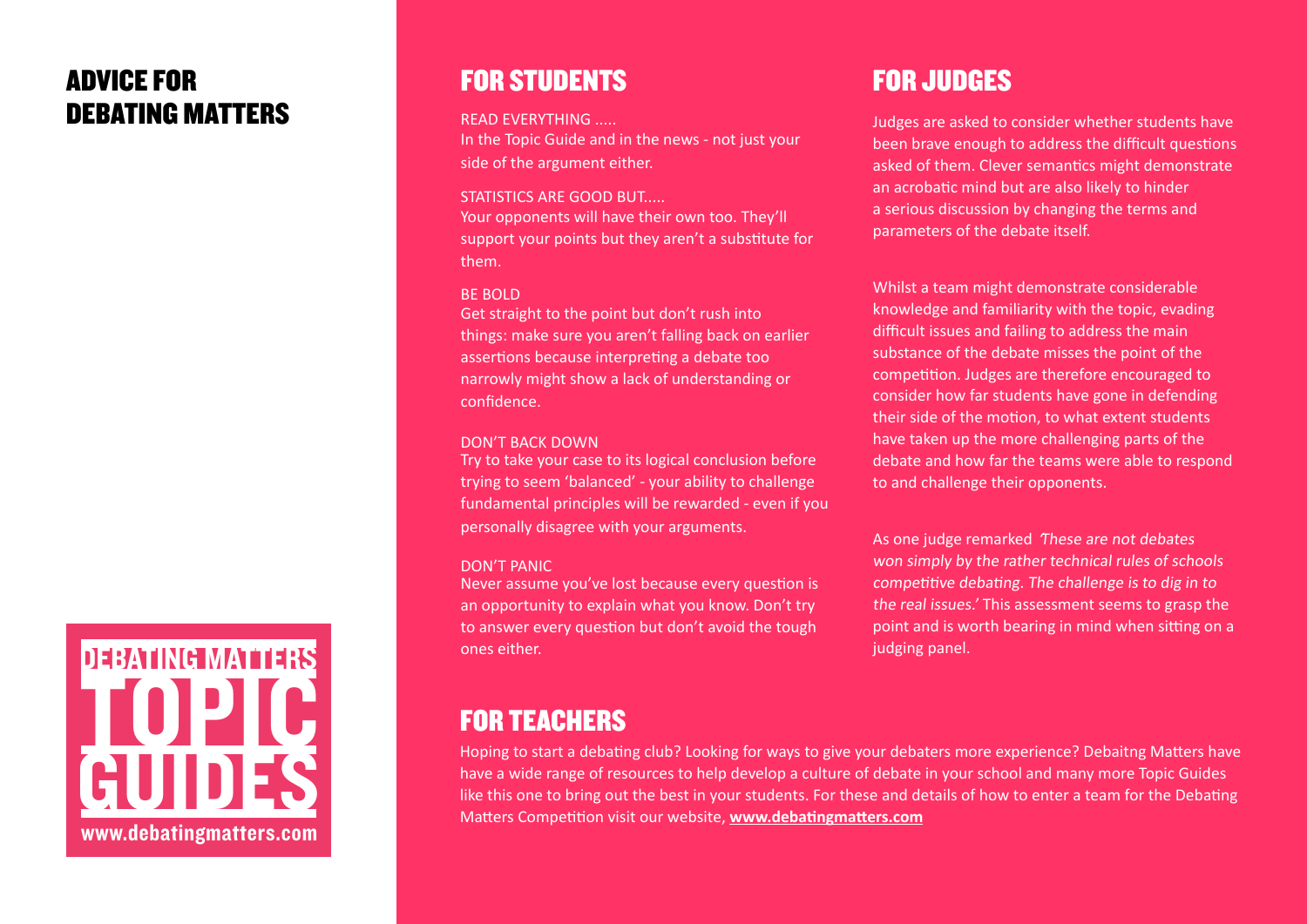# ADVICE FOR DEBATING MATTERS

DEBATING MATTERS

TOPIC GUIDES

www.debatingmatters.com

## FOR STUDENTS

READ EVERYTHING .....
In the Topic Guide and in the news - not just your side of the argument either.

STATISTICS ARE GOOD BUT.....
Your opponents will have their own too. They'll support your points but they aren't a substitute for them.

BE BOLD
Get straight to the point but don't rush into things: make sure you aren't falling back on earlier assertions because interpreting a debate too narrowly might show a lack of understanding or confidence.

DON'T BACK DOWN
Try to take your case to its logical conclusion before trying to seem 'balanced' - your ability to challenge fundamental principles will be rewarded - even if you personally disagree with your arguments.

DON'T PANIC
Never assume you've lost because every question is an opportunity to explain what you know. Don't try to answer every question but don't avoid the tough ones either.

## FOR JUDGES

Judges are asked to consider whether students have been brave enough to address the difficult questions asked of them. Clever semantics might demonstrate an acrobatic mind but are also likely to hinder a serious discussion by changing the terms and parameters of the debate itself.

Whilst a team might demonstrate considerable knowledge and familiarity with the topic, evading difficult issues and failing to address the main substance of the debate misses the point of the competition. Judges are therefore encouraged to consider how far students have gone in defending their side of the motion, to what extent students have taken up the more challenging parts of the debate and how far the teams were able to respond to and challenge their opponents.

As one judge remarked *'These are not debates won simply by the rather technical rules of schools competitive debating. The challenge is to dig in to the real issues.'* This assessment seems to grasp the point and is worth bearing in mind when sitting on a judging panel.

## FOR TEACHERS

Hoping to start a debating club? Looking for ways to give your debaters more experience? Debaitng Matters have have a wide range of resources to help develop a culture of debate in your school and many more Topic Guides like this one to bring out the best in your students. For these and details of how to enter a team for the Debating Matters Competition visit our website, **www.debatingmatters.com**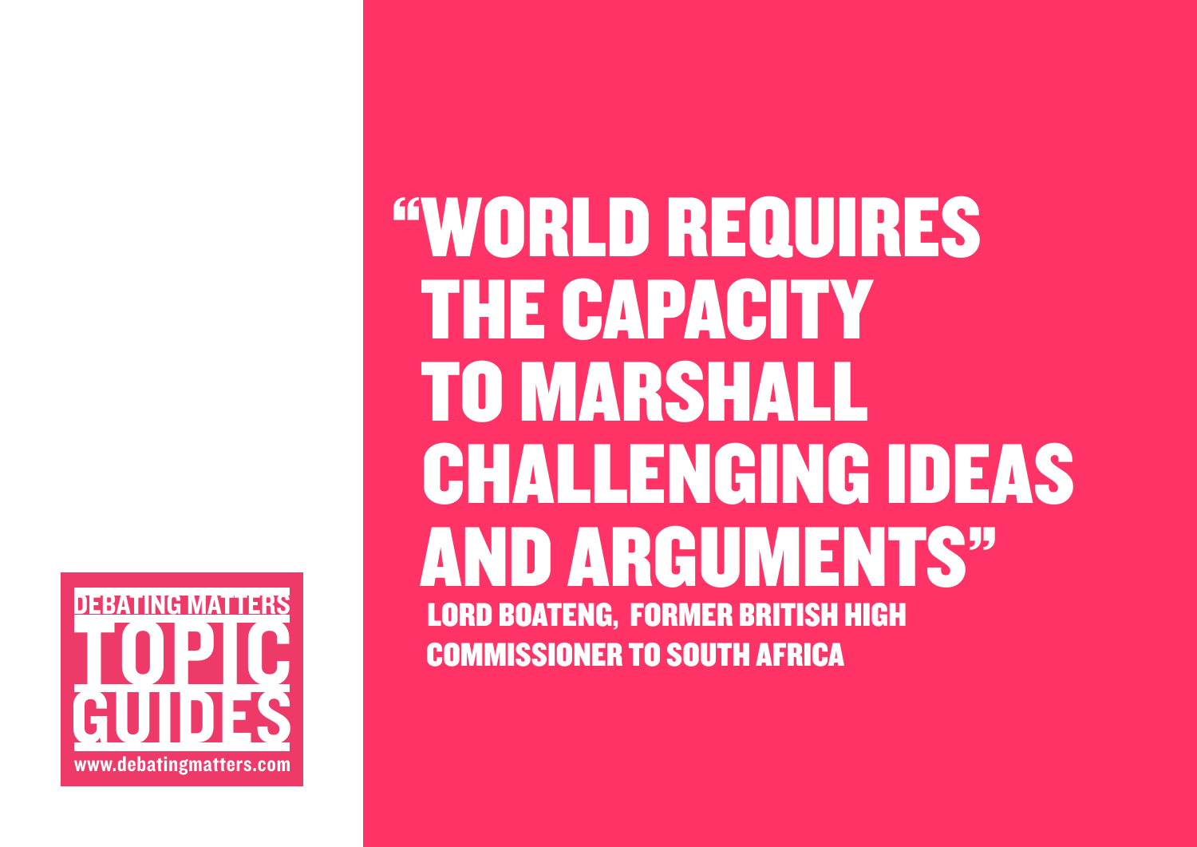"WORLD REQUIRES THE CAPACITY TO MARSHALL CHALLENGING IDEAS AND ARGUMENTS"

LORD BOATENG, FORMER BRITISH HIGH COMMISSIONER TO SOUTH AFRICA

DEBATING MATTERS

TOPIC GUIDES

www.debatingmatters.com